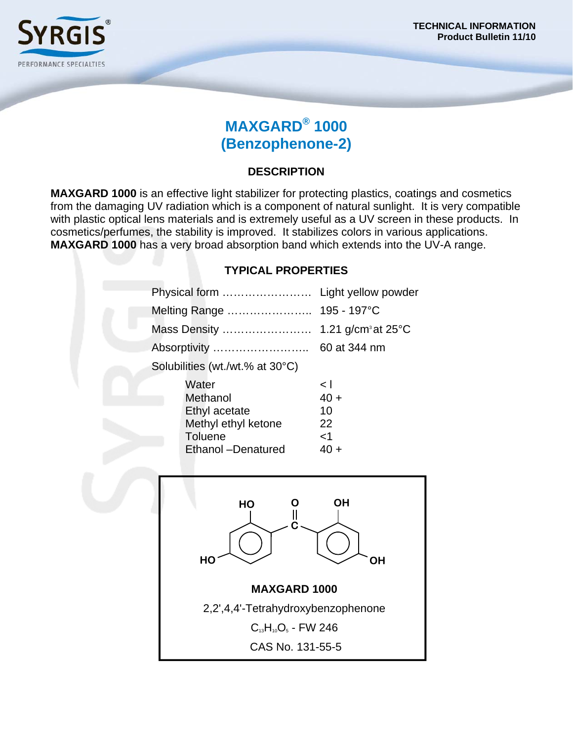TECHNICAL INFORMATION
Product Bulletin 11/10

# MAXGARD® 1000 (Benzophenone-2)

## DESCRIPTION

**MAXGARD 1000** is an effective light stabilizer for protecting plastics, coatings and cosmetics from the damaging UV radiation which is a component of natural sunlight. It is very compatible with plastic optical lens materials and is extremely useful as a UV screen in these products. In cosmetics/perfumes, the stability is improved. It stabilizes colors in various applications. **MAXGARD 1000** has a very broad absorption band which extends into the UV-A range.

## TYPICAL PROPERTIES

| Property | Value |
|---|---|
| Physical form | Light yellow powder |
| Melting Range | 195 - 197°C |
| Mass Density | 1.21 g/cm³ at 25°C |
| Absorptivity | 60 at 344 nm |

Solubilities (wt./wt.% at 30°C)

| Solvent | Solubility |
|---|---|
| Water | < l |
| Methanol | 40 + |
| Ethyl acetate | 10 |
| Methyl ethyl ketone | 22 |
| Toluene | <1 |
| Ethanol –Denatured | 40 + |

**MAXGARD 1000**

2,2',4,4'-Tetrahydroxybenzophenone

$C_{13}H_{10}O_5$ - FW 246

CAS No. 131-55-5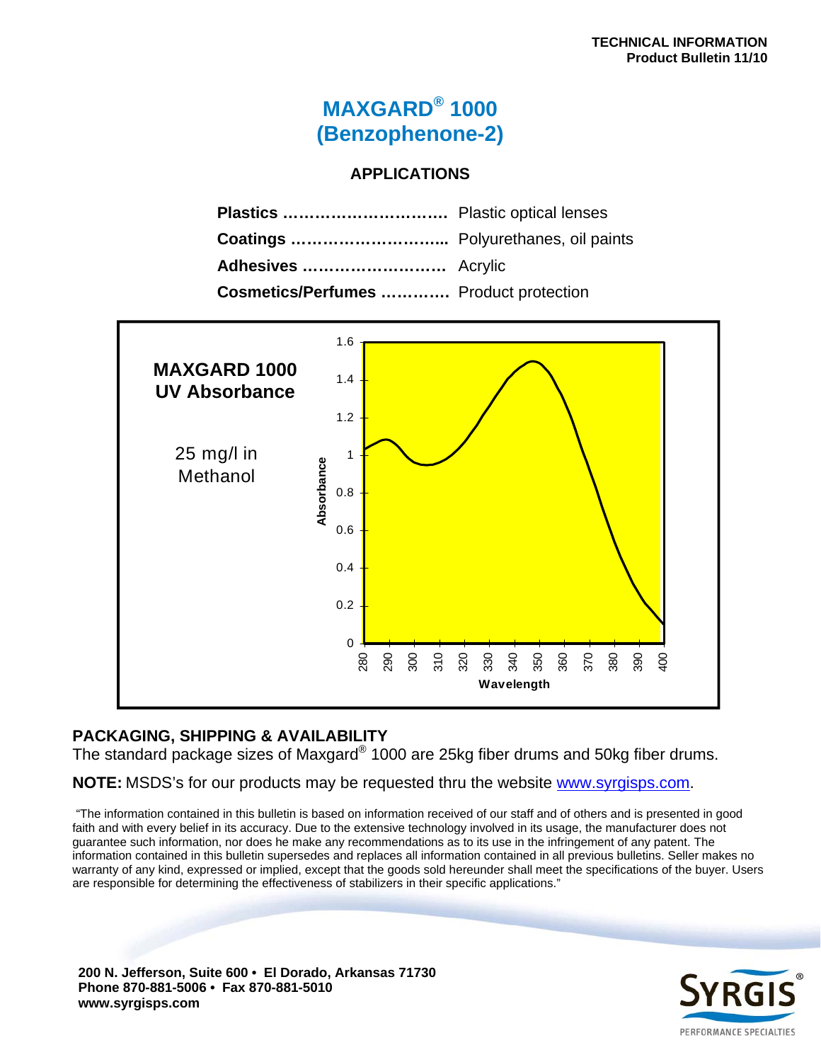# MAXGARD® 1000 (Benzophenone-2)

## APPLICATIONS

| | |
|---|---|
| **Plastics ……………………….** | Plastic optical lenses |
| **Coatings ………………………..** | Polyurethanes, oil paints |
| **Adhesives ………………………** | Acrylic |
| **Cosmetics/Perfumes ………….** | Product protection |

**MAXGARD 1000**
**UV Absorbance**

25 mg/l in
Methanol

Absorbance

1.6
1.4
1.2
1
0.8
0.6
0.4
0.2
0

280 290 300 310 320 330 340 350 360 370 380 390 400

Wavelength

## PACKAGING, SHIPPING & AVAILABILITY

The standard package sizes of Maxgard® 1000 are 25kg fiber drums and 50kg fiber drums.

**NOTE:** MSDS's for our products may be requested thru the website www.syrgisps.com.

"The information contained in this bulletin is based on information received of our staff and of others and is presented in good faith and with every belief in its accuracy. Due to the extensive technology involved in its usage, the manufacturer does not guarantee such information, nor does he make any recommendations as to its use in the infringement of any patent. The information contained in this bulletin supersedes and replaces all information contained in all previous bulletins. Seller makes no warranty of any kind, expressed or implied, except that the goods sold hereunder shall meet the specifications of the buyer. Users are responsible for determining the effectiveness of stabilizers in their specific applications."

**200 N. Jefferson, Suite 600 • El Dorado, Arkansas 71730**
**Phone 870-881-5006 • Fax 870-881-5010**
**www.syrgisps.com**

SYRGIS® PERFORMANCE SPECIALTIES